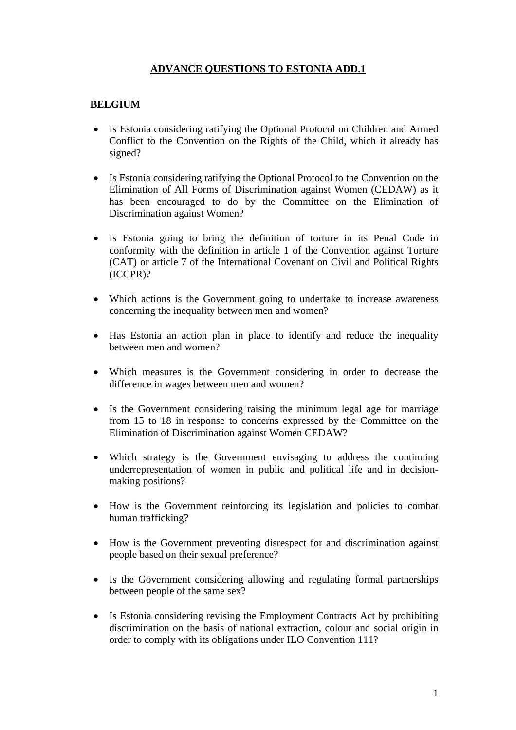# ADVANCE QUESTIONS TO ESTONIA ADD.1

## BELGIUM

- Is Estonia considering ratifying the Optional Protocol on Children and Armed Conflict to the Convention on the Rights of the Child, which it already has signed?
- Is Estonia considering ratifying the Optional Protocol to the Convention on the Elimination of All Forms of Discrimination against Women (CEDAW) as it has been encouraged to do by the Committee on the Elimination of Discrimination against Women?
- Is Estonia going to bring the definition of torture in its Penal Code in conformity with the definition in article 1 of the Convention against Torture (CAT) or article 7 of the International Covenant on Civil and Political Rights (ICCPR)?
- Which actions is the Government going to undertake to increase awareness concerning the inequality between men and women?
- Has Estonia an action plan in place to identify and reduce the inequality between men and women?
- Which measures is the Government considering in order to decrease the difference in wages between men and women?
- Is the Government considering raising the minimum legal age for marriage from 15 to 18 in response to concerns expressed by the Committee on the Elimination of Discrimination against Women CEDAW?
- Which strategy is the Government envisaging to address the continuing underrepresentation of women in public and political life and in decision-making positions?
- How is the Government reinforcing its legislation and policies to combat human trafficking?
- How is the Government preventing disrespect for and discrimination against people based on their sexual preference?
- Is the Government considering allowing and regulating formal partnerships between people of the same sex?
- Is Estonia considering revising the Employment Contracts Act by prohibiting discrimination on the basis of national extraction, colour and social origin in order to comply with its obligations under ILO Convention 111?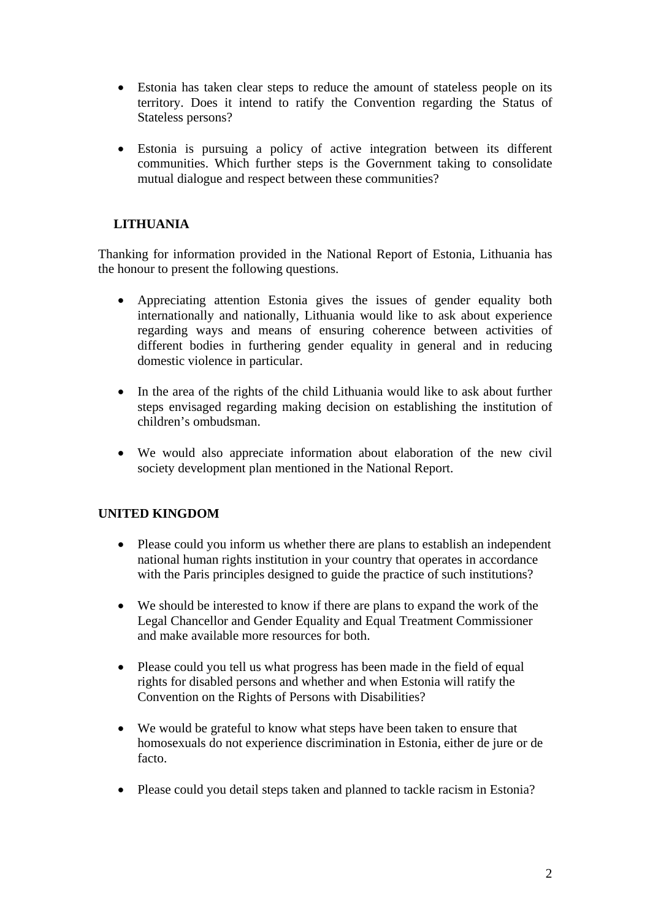- Estonia has taken clear steps to reduce the amount of stateless people on its territory. Does it intend to ratify the Convention regarding the Status of Stateless persons?

- Estonia is pursuing a policy of active integration between its different communities. Which further steps is the Government taking to consolidate mutual dialogue and respect between these communities?

**LITHUANIA**

Thanking for information provided in the National Report of Estonia, Lithuania has the honour to present the following questions.

- Appreciating attention Estonia gives the issues of gender equality both internationally and nationally, Lithuania would like to ask about experience regarding ways and means of ensuring coherence between activities of different bodies in furthering gender equality in general and in reducing domestic violence in particular.

- In the area of the rights of the child Lithuania would like to ask about further steps envisaged regarding making decision on establishing the institution of children's ombudsman.

- We would also appreciate information about elaboration of the new civil society development plan mentioned in the National Report.

**UNITED KINGDOM**

- Please could you inform us whether there are plans to establish an independent national human rights institution in your country that operates in accordance with the Paris principles designed to guide the practice of such institutions?

- We should be interested to know if there are plans to expand the work of the Legal Chancellor and Gender Equality and Equal Treatment Commissioner and make available more resources for both.

- Please could you tell us what progress has been made in the field of equal rights for disabled persons and whether and when Estonia will ratify the Convention on the Rights of Persons with Disabilities?

- We would be grateful to know what steps have been taken to ensure that homosexuals do not experience discrimination in Estonia, either de jure or de facto.

- Please could you detail steps taken and planned to tackle racism in Estonia?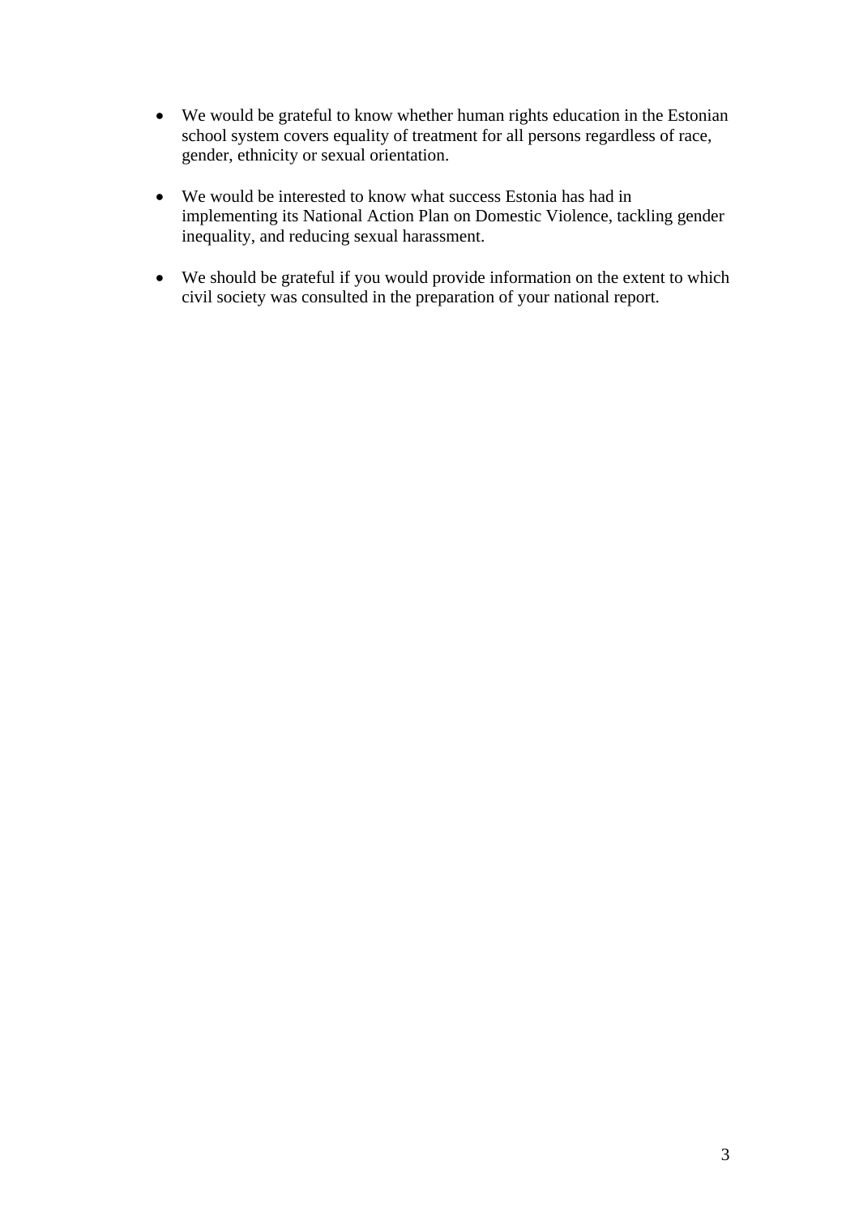- We would be grateful to know whether human rights education in the Estonian school system covers equality of treatment for all persons regardless of race, gender, ethnicity or sexual orientation.

- We would be interested to know what success Estonia has had in implementing its National Action Plan on Domestic Violence, tackling gender inequality, and reducing sexual harassment.

- We should be grateful if you would provide information on the extent to which civil society was consulted in the preparation of your national report.